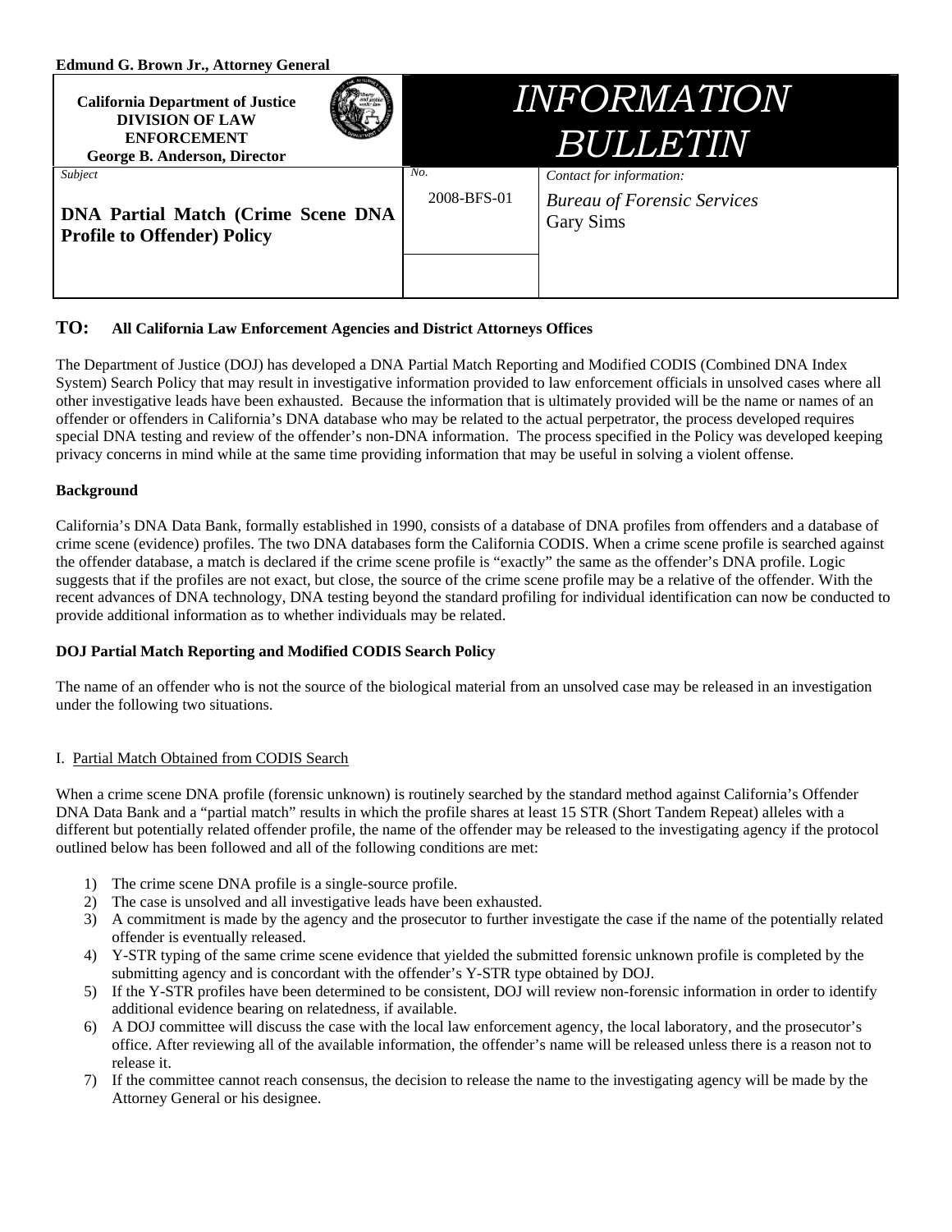**Edmund G. Brown Jr., Attorney General**

| **California Department of Justice**<br>**DIVISION OF LAW ENFORCEMENT**<br>**George B. Anderson, Director** | | *INFORMATION BULLETIN* |
|---|---|---|
| *Subject*<br>**DNA Partial Match (Crime Scene DNA Profile to Offender) Policy** | *No.*<br>2008-BFS-01 | *Contact for information:*<br>*Bureau of Forensic Services*<br>Gary Sims |

**TO: All California Law Enforcement Agencies and District Attorneys Offices**

The Department of Justice (DOJ) has developed a DNA Partial Match Reporting and Modified CODIS (Combined DNA Index System) Search Policy that may result in investigative information provided to law enforcement officials in unsolved cases where all other investigative leads have been exhausted. Because the information that is ultimately provided will be the name or names of an offender or offenders in California's DNA database who may be related to the actual perpetrator, the process developed requires special DNA testing and review of the offender's non-DNA information. The process specified in the Policy was developed keeping privacy concerns in mind while at the same time providing information that may be useful in solving a violent offense.

**Background**

California's DNA Data Bank, formally established in 1990, consists of a database of DNA profiles from offenders and a database of crime scene (evidence) profiles. The two DNA databases form the California CODIS. When a crime scene profile is searched against the offender database, a match is declared if the crime scene profile is "exactly" the same as the offender's DNA profile. Logic suggests that if the profiles are not exact, but close, the source of the crime scene profile may be a relative of the offender. With the recent advances of DNA technology, DNA testing beyond the standard profiling for individual identification can now be conducted to provide additional information as to whether individuals may be related.

**DOJ Partial Match Reporting and Modified CODIS Search Policy**

The name of an offender who is not the source of the biological material from an unsolved case may be released in an investigation under the following two situations.

I. Partial Match Obtained from CODIS Search

When a crime scene DNA profile (forensic unknown) is routinely searched by the standard method against California's Offender DNA Data Bank and a "partial match" results in which the profile shares at least 15 STR (Short Tandem Repeat) alleles with a different but potentially related offender profile, the name of the offender may be released to the investigating agency if the protocol outlined below has been followed and all of the following conditions are met:

1) The crime scene DNA profile is a single-source profile.
2) The case is unsolved and all investigative leads have been exhausted.
3) A commitment is made by the agency and the prosecutor to further investigate the case if the name of the potentially related offender is eventually released.
4) Y-STR typing of the same crime scene evidence that yielded the submitted forensic unknown profile is completed by the submitting agency and is concordant with the offender's Y-STR type obtained by DOJ.
5) If the Y-STR profiles have been determined to be consistent, DOJ will review non-forensic information in order to identify additional evidence bearing on relatedness, if available.
6) A DOJ committee will discuss the case with the local law enforcement agency, the local laboratory, and the prosecutor's office. After reviewing all of the available information, the offender's name will be released unless there is a reason not to release it.
7) If the committee cannot reach consensus, the decision to release the name to the investigating agency will be made by the Attorney General or his designee.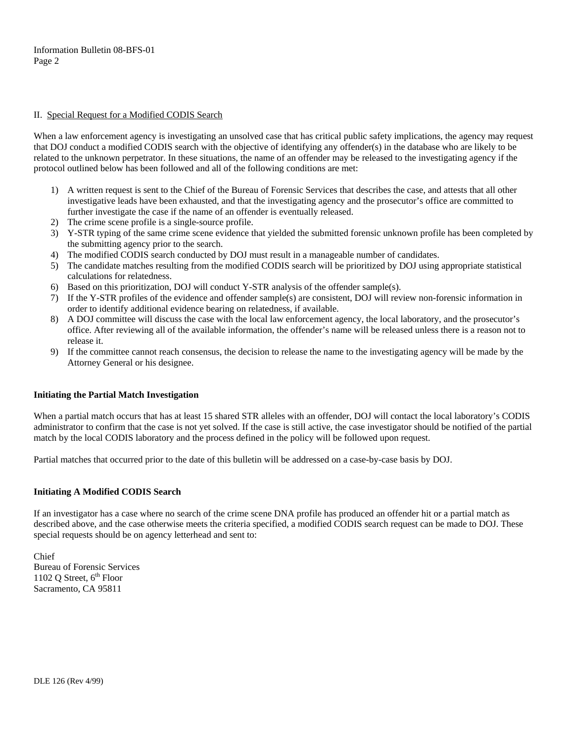## II. Special Request for a Modified CODIS Search

When a law enforcement agency is investigating an unsolved case that has critical public safety implications, the agency may request that DOJ conduct a modified CODIS search with the objective of identifying any offender(s) in the database who are likely to be related to the unknown perpetrator. In these situations, the name of an offender may be released to the investigating agency if the protocol outlined below has been followed and all of the following conditions are met:

1) A written request is sent to the Chief of the Bureau of Forensic Services that describes the case, and attests that all other investigative leads have been exhausted, and that the investigating agency and the prosecutor's office are committed to further investigate the case if the name of an offender is eventually released.
2) The crime scene profile is a single-source profile.
3) Y-STR typing of the same crime scene evidence that yielded the submitted forensic unknown profile has been completed by the submitting agency prior to the search.
4) The modified CODIS search conducted by DOJ must result in a manageable number of candidates.
5) The candidate matches resulting from the modified CODIS search will be prioritized by DOJ using appropriate statistical calculations for relatedness.
6) Based on this prioritization, DOJ will conduct Y-STR analysis of the offender sample(s).
7) If the Y-STR profiles of the evidence and offender sample(s) are consistent, DOJ will review non-forensic information in order to identify additional evidence bearing on relatedness, if available.
8) A DOJ committee will discuss the case with the local law enforcement agency, the local laboratory, and the prosecutor's office. After reviewing all of the available information, the offender's name will be released unless there is a reason not to release it.
9) If the committee cannot reach consensus, the decision to release the name to the investigating agency will be made by the Attorney General or his designee.

### Initiating the Partial Match Investigation

When a partial match occurs that has at least 15 shared STR alleles with an offender, DOJ will contact the local laboratory's CODIS administrator to confirm that the case is not yet solved. If the case is still active, the case investigator should be notified of the partial match by the local CODIS laboratory and the process defined in the policy will be followed upon request.

Partial matches that occurred prior to the date of this bulletin will be addressed on a case-by-case basis by DOJ.

### Initiating A Modified CODIS Search

If an investigator has a case where no search of the crime scene DNA profile has produced an offender hit or a partial match as described above, and the case otherwise meets the criteria specified, a modified CODIS search request can be made to DOJ. These special requests should be on agency letterhead and sent to:

Chief
Bureau of Forensic Services
1102 Q Street, 6th Floor
Sacramento, CA 95811

DLE 126 (Rev 4/99)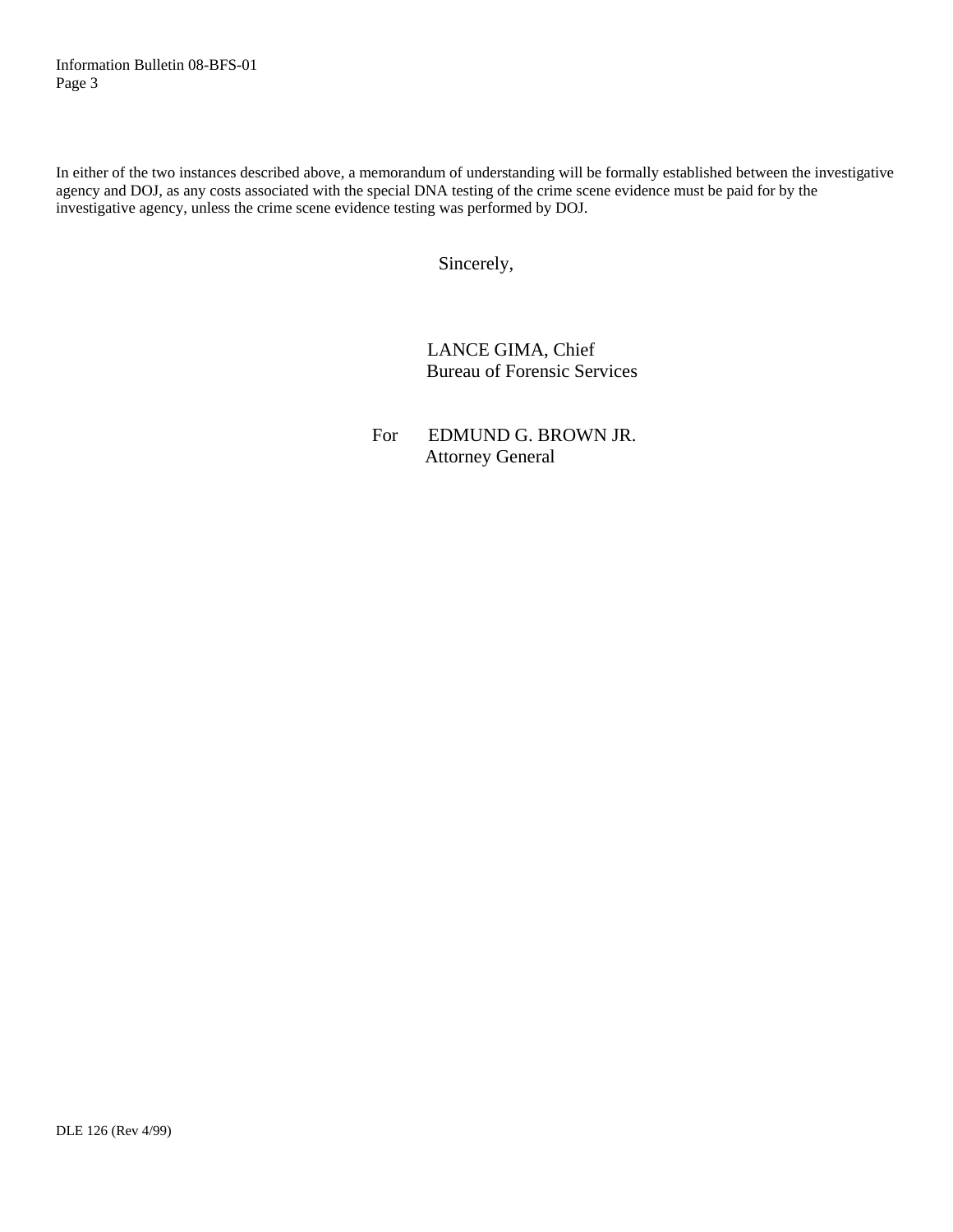In either of the two instances described above, a memorandum of understanding will be formally established between the investigative agency and DOJ, as any costs associated with the special DNA testing of the crime scene evidence must be paid for by the investigative agency, unless the crime scene evidence testing was performed by DOJ.

Sincerely,

LANCE GIMA, Chief
Bureau of Forensic Services

For EDMUND G. BROWN JR.
Attorney General

DLE 126 (Rev 4/99)